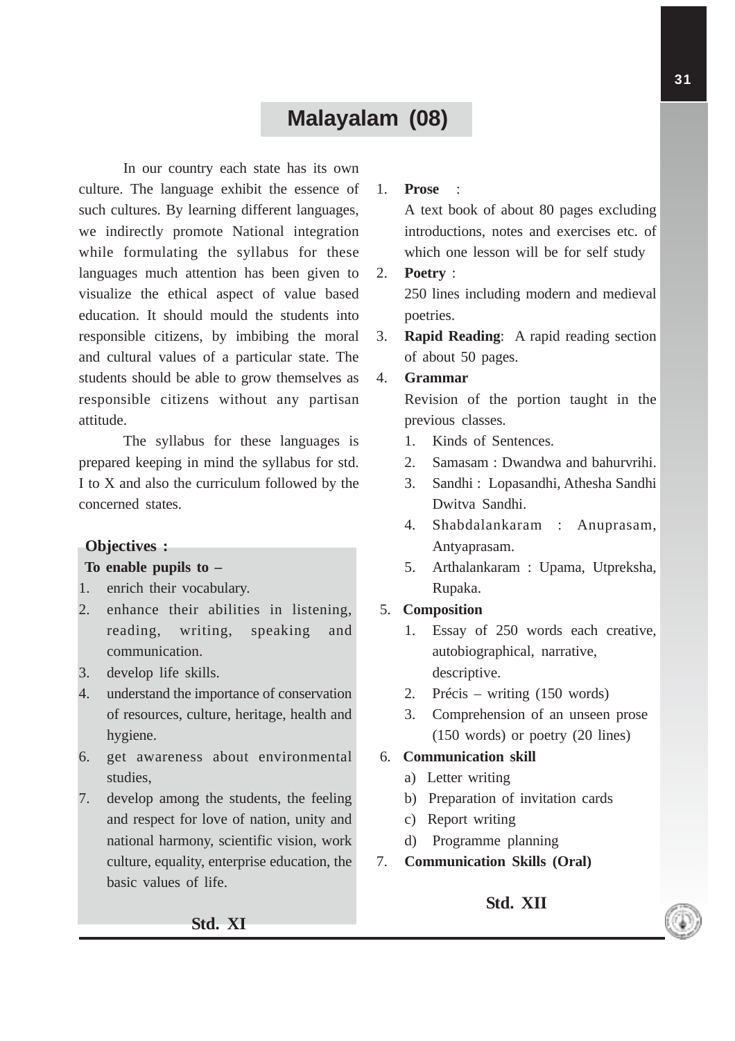# Malayalam (08)

In our country each state has its own culture. The language exhibit the essence of such cultures. By learning different languages, we indirectly promote National integration while formulating the syllabus for these languages much attention has been given to visualize the ethical aspect of value based education. It should mould the students into responsible citizens, by imbibing the moral and cultural values of a particular state. The students should be able to grow themselves as responsible citizens without any partisan attitude.

The syllabus for these languages is prepared keeping in mind the syllabus for std. I to X and also the curriculum followed by the concerned states.

**Objectives :**

**To enable pupils to –**

1. enrich their vocabulary.
2. enhance their abilities in listening, reading, writing, speaking and communication.
3. develop life skills.
4. understand the importance of conservation of resources, culture, heritage, health and hygiene.
6. get awareness about environmental studies,
7. develop among the students, the feeling and respect for love of nation, unity and national harmony, scientific vision, work culture, equality, enterprise education, the basic values of life.

## Std. XI

1. **Prose** :
   A text book of about 80 pages excluding introductions, notes and exercises etc. of which one lesson will be for self study
2. **Poetry** :
   250 lines including modern and medieval poetries.
3. **Rapid Reading**: A rapid reading section of about 50 pages.
4. **Grammar**
   Revision of the portion taught in the previous classes.
   1. Kinds of Sentences.
   2. Samasam : Dwandwa and bahurvrihi.
   3. Sandhi : Lopasandhi, Athesha Sandhi Dwitva Sandhi.
   4. Shabdalankaram : Anuprasam, Antyaprasam.
   5. Arthalankaram : Upama, Utpreksha, Rupaka.
5. **Composition**
   1. Essay of 250 words each creative, autobiographical, narrative, descriptive.
   2. Précis – writing (150 words)
   3. Comprehension of an unseen prose (150 words) or poetry (20 lines)
6. **Communication skill**
   a) Letter writing
   b) Preparation of invitation cards
   c) Report writing
   d) Programme planning
7. **Communication Skills (Oral)**

## Std. XII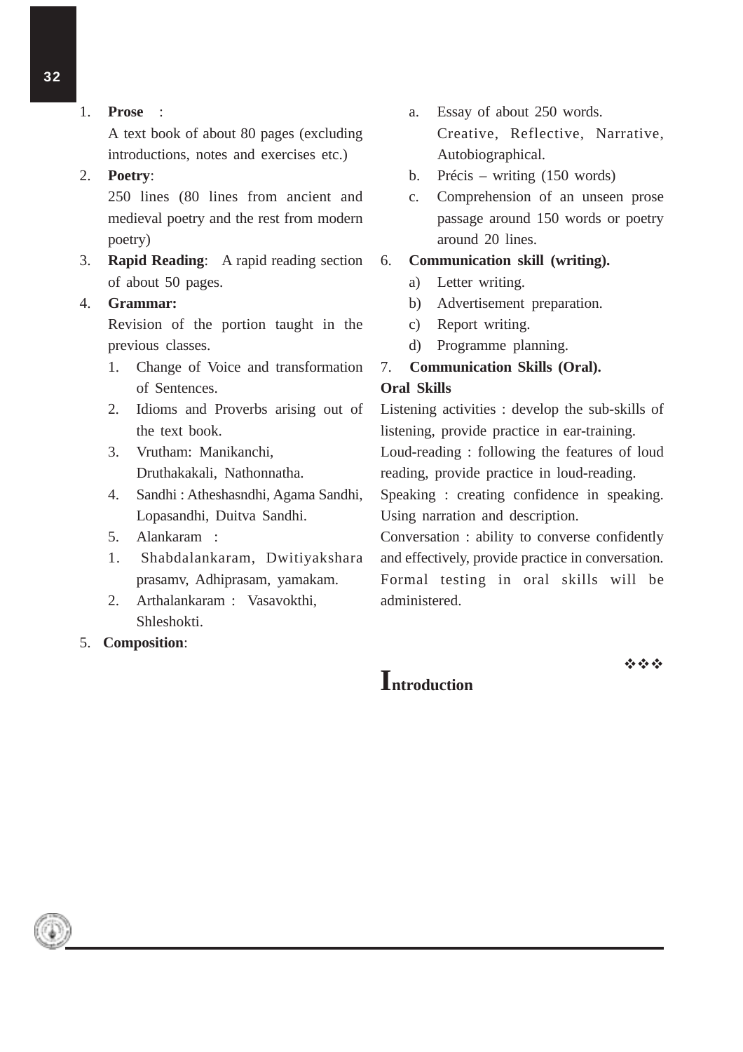1. **Prose** :
   A text book of about 80 pages (excluding introductions, notes and exercises etc.)
2. **Poetry**:
   250 lines (80 lines from ancient and medieval poetry and the rest from modern poetry)
3. **Rapid Reading**: A rapid reading section of about 50 pages.
4. **Grammar:**
   Revision of the portion taught in the previous classes.
   1. Change of Voice and transformation of Sentences.
   2. Idioms and Proverbs arising out of the text book.
   3. Vrutham: Manikanchi, Druthakakali, Nathonnatha.
   4. Sandhi : Atheshasndhi, Agama Sandhi, Lopasandhi, Duitva Sandhi.
   5. Alankaram :
      1. Shabdalankaram, Dwitiyakshara prasamv, Adhiprasam, yamakam.
      2. Arthalankaram : Vasavokthi, Shleshokti.
5. **Composition**:
   a. Essay of about 250 words. Creative, Reflective, Narrative, Autobiographical.
   b. Précis – writing (150 words)
   c. Comprehension of an unseen prose passage around 150 words or poetry around 20 lines.
6. **Communication skill (writing).**
   a) Letter writing.
   b) Advertisement preparation.
   c) Report writing.
   d) Programme planning.
7. **Communication Skills (Oral).**

**Oral Skills**

Listening activities : develop the sub-skills of listening, provide practice in ear-training.

Loud-reading : following the features of loud reading, provide practice in loud-reading.

Speaking : creating confidence in speaking. Using narration and description.

Conversation : ability to converse confidently and effectively, provide practice in conversation. Formal testing in oral skills will be administered.

❖❖❖

## Introduction